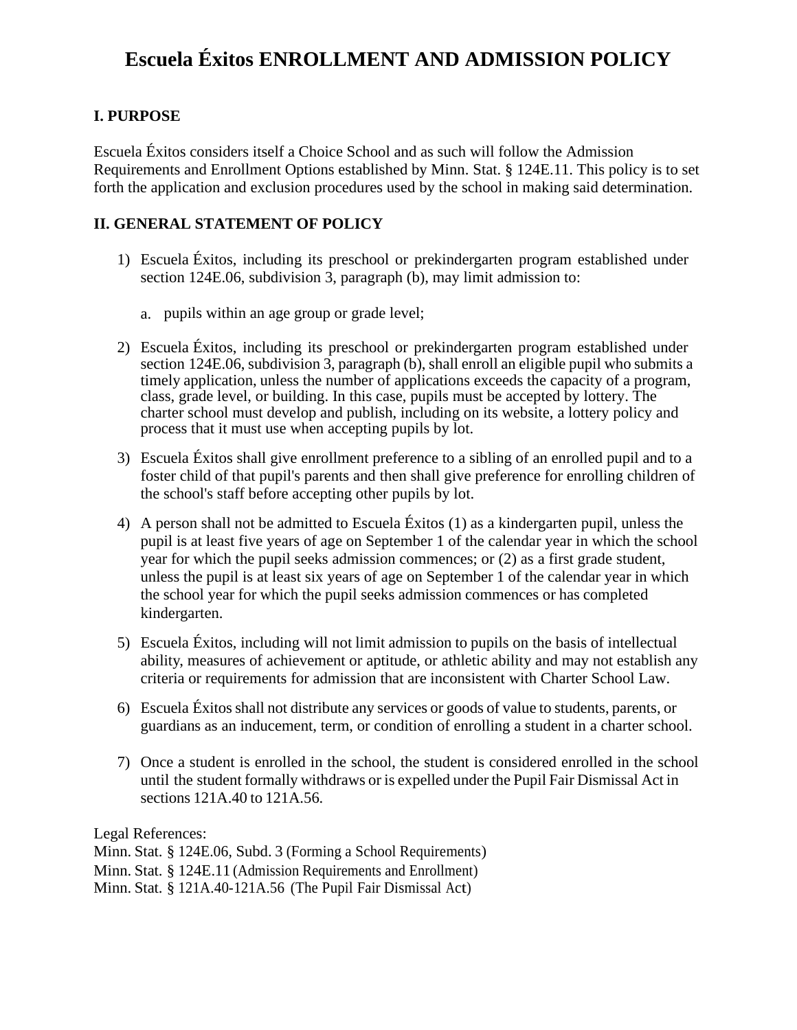# Escuela Éxitos ENROLLMENT AND ADMISSION POLICY

## I. PURPOSE

Escuela Éxitos considers itself a Choice School and as such will follow the Admission Requirements and Enrollment Options established by Minn. Stat. § 124E.11. This policy is to set forth the application and exclusion procedures used by the school in making said determination.

## II. GENERAL STATEMENT OF POLICY

1) Escuela Éxitos, including its preschool or prekindergarten program established under section 124E.06, subdivision 3, paragraph (b), may limit admission to:

   a. pupils within an age group or grade level;

2) Escuela Éxitos, including its preschool or prekindergarten program established under section 124E.06, subdivision 3, paragraph (b), shall enroll an eligible pupil who submits a timely application, unless the number of applications exceeds the capacity of a program, class, grade level, or building. In this case, pupils must be accepted by lottery. The charter school must develop and publish, including on its website, a lottery policy and process that it must use when accepting pupils by lot.

3) Escuela Éxitos shall give enrollment preference to a sibling of an enrolled pupil and to a foster child of that pupil's parents and then shall give preference for enrolling children of the school's staff before accepting other pupils by lot.

4) A person shall not be admitted to Escuela Éxitos (1) as a kindergarten pupil, unless the pupil is at least five years of age on September 1 of the calendar year in which the school year for which the pupil seeks admission commences; or (2) as a first grade student, unless the pupil is at least six years of age on September 1 of the calendar year in which the school year for which the pupil seeks admission commences or has completed kindergarten.

5) Escuela Éxitos, including will not limit admission to pupils on the basis of intellectual ability, measures of achievement or aptitude, or athletic ability and may not establish any criteria or requirements for admission that are inconsistent with Charter School Law.

6) Escuela Éxitos shall not distribute any services or goods of value to students, parents, or guardians as an inducement, term, or condition of enrolling a student in a charter school.

7) Once a student is enrolled in the school, the student is considered enrolled in the school until the student formally withdraws or is expelled under the Pupil Fair Dismissal Act in sections 121A.40 to 121A.56.

Legal References:
Minn. Stat. § 124E.06, Subd. 3 (Forming a School Requirements)
Minn. Stat. § 124E.11 (Admission Requirements and Enrollment)
Minn. Stat. § 121A.40-121A.56 (The Pupil Fair Dismissal Act)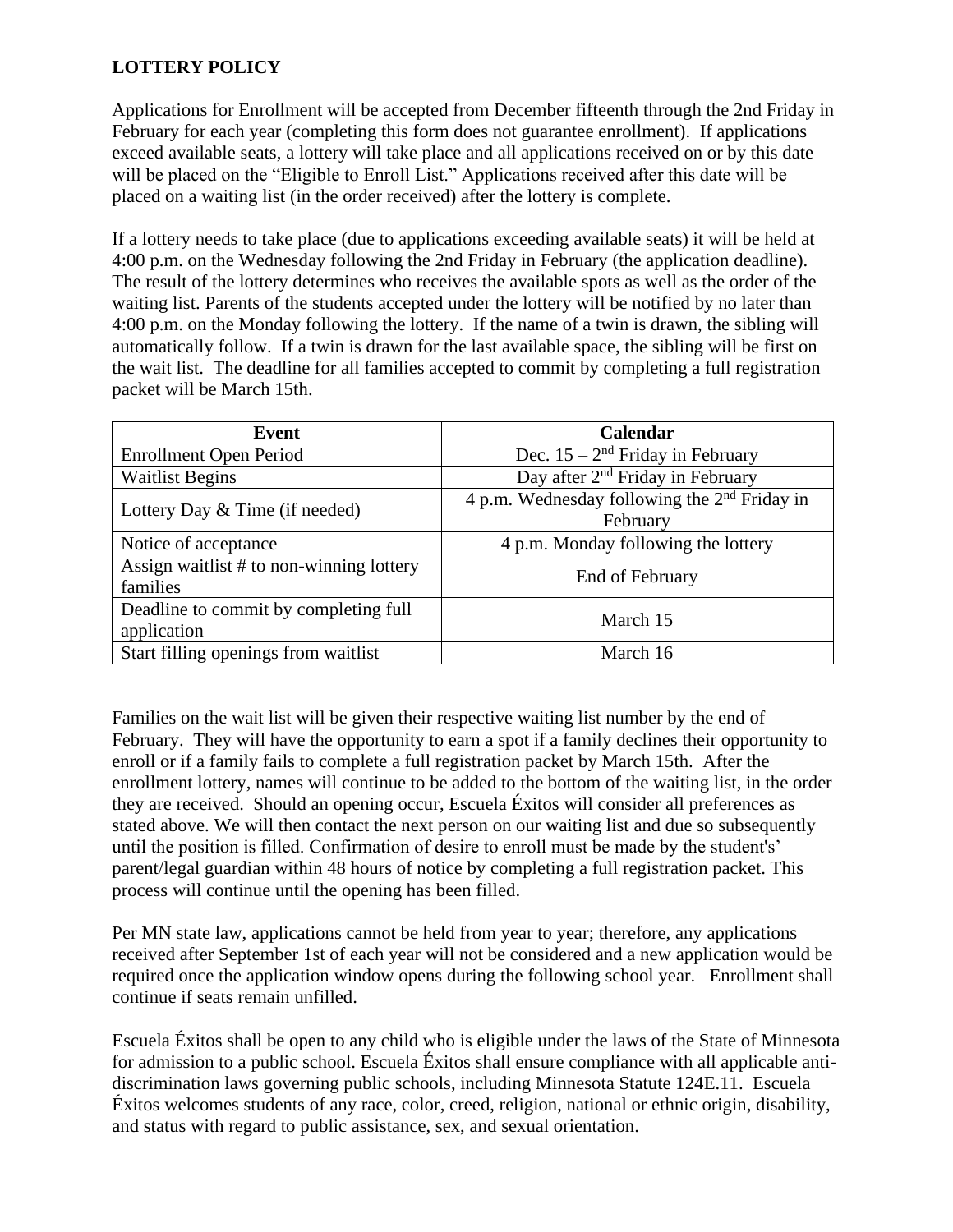**LOTTERY POLICY**

Applications for Enrollment will be accepted from December fifteenth through the 2nd Friday in February for each year (completing this form does not guarantee enrollment). If applications exceed available seats, a lottery will take place and all applications received on or by this date will be placed on the "Eligible to Enroll List." Applications received after this date will be placed on a waiting list (in the order received) after the lottery is complete.

If a lottery needs to take place (due to applications exceeding available seats) it will be held at 4:00 p.m. on the Wednesday following the 2nd Friday in February (the application deadline). The result of the lottery determines who receives the available spots as well as the order of the waiting list. Parents of the students accepted under the lottery will be notified by no later than 4:00 p.m. on the Monday following the lottery. If the name of a twin is drawn, the sibling will automatically follow. If a twin is drawn for the last available space, the sibling will be first on the wait list. The deadline for all families accepted to commit by completing a full registration packet will be March 15th.

| Event | Calendar |
|---|---|
| Enrollment Open Period | Dec. 15 – 2nd Friday in February |
| Waitlist Begins | Day after 2nd Friday in February |
| Lottery Day & Time (if needed) | 4 p.m. Wednesday following the 2nd Friday in February |
| Notice of acceptance | 4 p.m. Monday following the lottery |
| Assign waitlist # to non-winning lottery families | End of February |
| Deadline to commit by completing full application | March 15 |
| Start filling openings from waitlist | March 16 |

Families on the wait list will be given their respective waiting list number by the end of February. They will have the opportunity to earn a spot if a family declines their opportunity to enroll or if a family fails to complete a full registration packet by March 15th. After the enrollment lottery, names will continue to be added to the bottom of the waiting list, in the order they are received. Should an opening occur, Escuela Éxitos will consider all preferences as stated above. We will then contact the next person on our waiting list and due so subsequently until the position is filled. Confirmation of desire to enroll must be made by the student's' parent/legal guardian within 48 hours of notice by completing a full registration packet. This process will continue until the opening has been filled.

Per MN state law, applications cannot be held from year to year; therefore, any applications received after September 1st of each year will not be considered and a new application would be required once the application window opens during the following school year. Enrollment shall continue if seats remain unfilled.

Escuela Éxitos shall be open to any child who is eligible under the laws of the State of Minnesota for admission to a public school. Escuela Éxitos shall ensure compliance with all applicable anti-discrimination laws governing public schools, including Minnesota Statute 124E.11. Escuela Éxitos welcomes students of any race, color, creed, religion, national or ethnic origin, disability, and status with regard to public assistance, sex, and sexual orientation.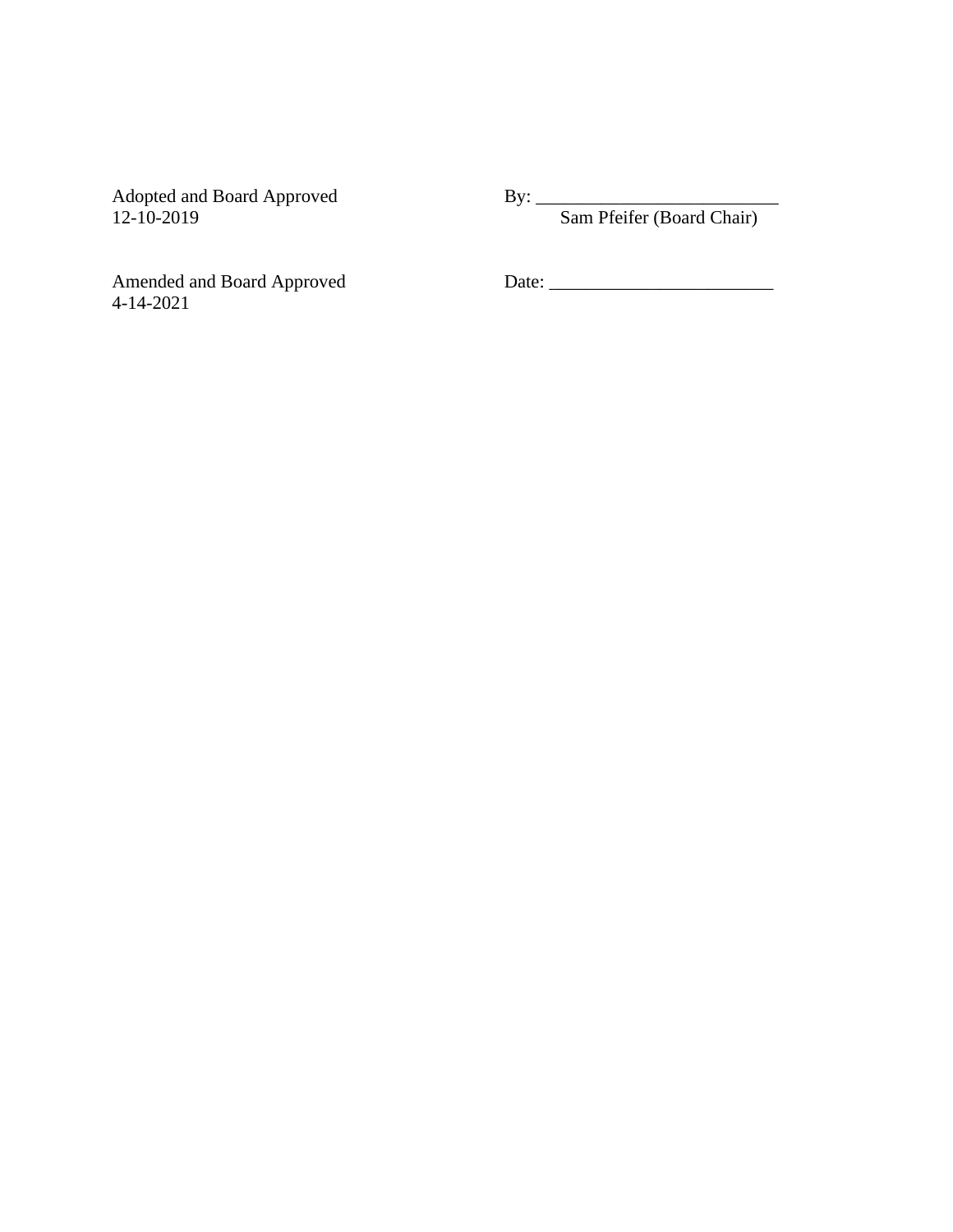Adopted and Board Approved
12-10-2019

By: ___________________________
Sam Pfeifer (Board Chair)

Amended and Board Approved
4-14-2021

Date: _________________________